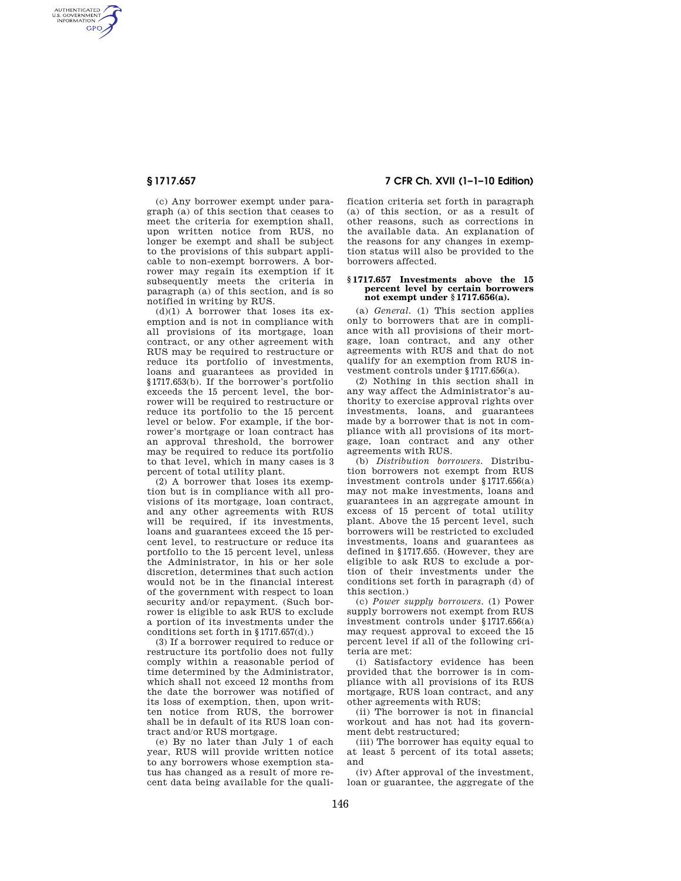(c) Any borrower exempt under paragraph (a) of this section that ceases to meet the criteria for exemption shall, upon written notice from RUS, no longer be exempt and shall be subject to the provisions of this subpart applicable to non-exempt borrowers. A borrower may regain its exemption if it subsequently meets the criteria in paragraph (a) of this section, and is so notified in writing by RUS.

(d)(1) A borrower that loses its exemption and is not in compliance with all provisions of its mortgage, loan contract, or any other agreement with RUS may be required to restructure or reduce its portfolio of investments, loans and guarantees as provided in §1717.653(b). If the borrower's portfolio exceeds the 15 percent level, the borrower will be required to restructure or reduce its portfolio to the 15 percent level or below. For example, if the borrower's mortgage or loan contract has an approval threshold, the borrower may be required to reduce its portfolio to that level, which in many cases is 3 percent of total utility plant.

(2) A borrower that loses its exemption but is in compliance with all provisions of its mortgage, loan contract, and any other agreements with RUS will be required, if its investments, loans and guarantees exceed the 15 percent level, to restructure or reduce its portfolio to the 15 percent level, unless the Administrator, in his or her sole discretion, determines that such action would not be in the financial interest of the government with respect to loan security and/or repayment. (Such borrower is eligible to ask RUS to exclude a portion of its investments under the conditions set forth in §1717.657(d).)

(3) If a borrower required to reduce or restructure its portfolio does not fully comply within a reasonable period of time determined by the Administrator, which shall not exceed 12 months from the date the borrower was notified of its loss of exemption, then, upon written notice from RUS, the borrower shall be in default of its RUS loan contract and/or RUS mortgage.

(e) By no later than July 1 of each year, RUS will provide written notice to any borrowers whose exemption status has changed as a result of more recent data being available for the qualification criteria set forth in paragraph (a) of this section, or as a result of other reasons, such as corrections in the available data. An explanation of the reasons for any changes in exemption status will also be provided to the borrowers affected.

## §1717.657 Investments above the 15 percent level by certain borrowers not exempt under §1717.656(a).

(a) *General*. (1) This section applies only to borrowers that are in compliance with all provisions of their mortgage, loan contract, and any other agreements with RUS and that do not qualify for an exemption from RUS investment controls under §1717.656(a).

(2) Nothing in this section shall in any way affect the Administrator's authority to exercise approval rights over investments, loans, and guarantees made by a borrower that is not in compliance with all provisions of its mortgage, loan contract and any other agreements with RUS.

(b) *Distribution borrowers*. Distribution borrowers not exempt from RUS investment controls under §1717.656(a) may not make investments, loans and guarantees in an aggregate amount in excess of 15 percent of total utility plant. Above the 15 percent level, such borrowers will be restricted to excluded investments, loans and guarantees as defined in §1717.655. (However, they are eligible to ask RUS to exclude a portion of their investments under the conditions set forth in paragraph (d) of this section.)

(c) *Power supply borrowers*. (1) Power supply borrowers not exempt from RUS investment controls under §1717.656(a) may request approval to exceed the 15 percent level if all of the following criteria are met:

(i) Satisfactory evidence has been provided that the borrower is in compliance with all provisions of its RUS mortgage, RUS loan contract, and any other agreements with RUS;

(ii) The borrower is not in financial workout and has not had its government debt restructured;

(iii) The borrower has equity equal to at least 5 percent of its total assets; and

(iv) After approval of the investment, loan or guarantee, the aggregate of the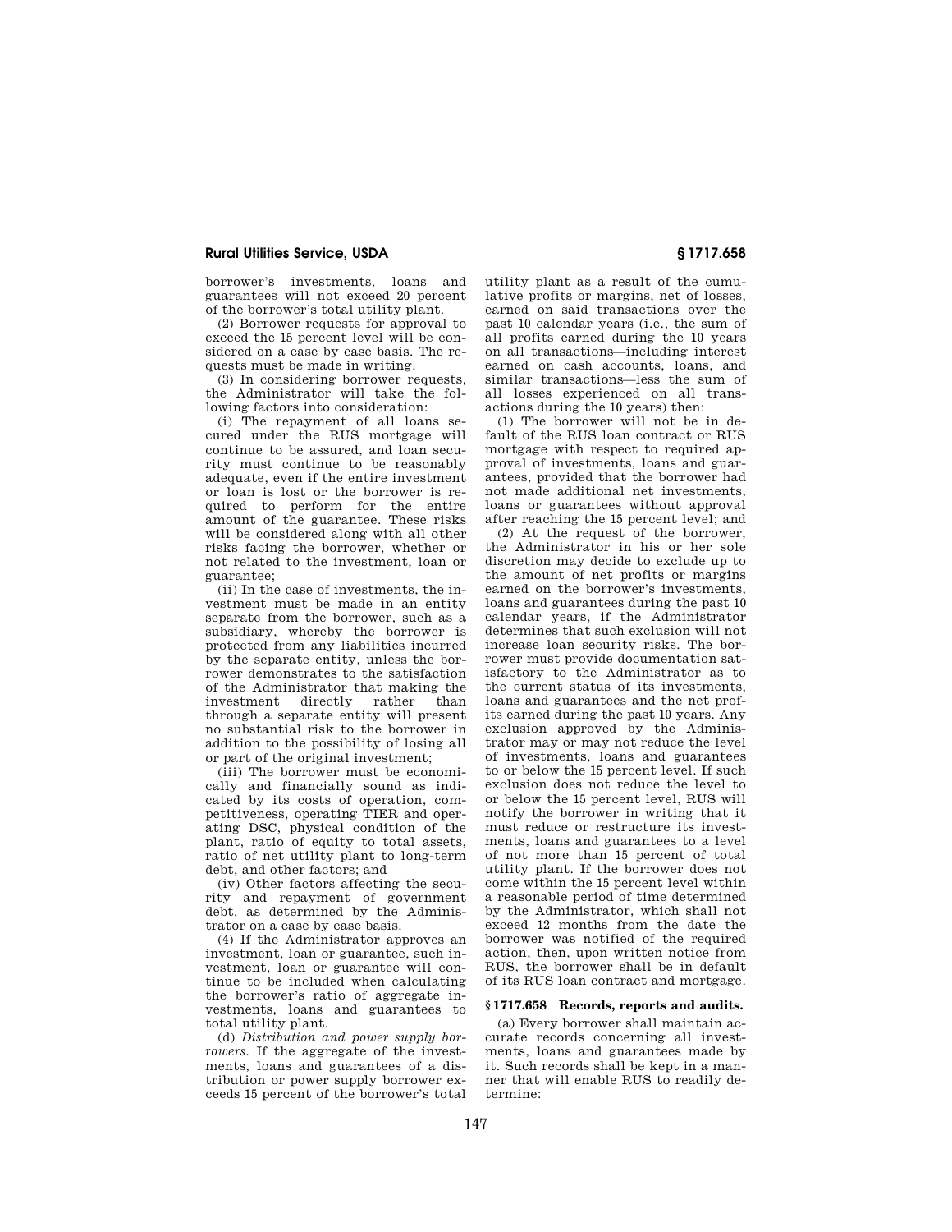borrower's investments, loans and guarantees will not exceed 20 percent of the borrower's total utility plant.

(2) Borrower requests for approval to exceed the 15 percent level will be considered on a case by case basis. The requests must be made in writing.

(3) In considering borrower requests, the Administrator will take the following factors into consideration:

(i) The repayment of all loans secured under the RUS mortgage will continue to be assured, and loan security must continue to be reasonably adequate, even if the entire investment or loan is lost or the borrower is required to perform for the entire amount of the guarantee. These risks will be considered along with all other risks facing the borrower, whether or not related to the investment, loan or guarantee;

(ii) In the case of investments, the investment must be made in an entity separate from the borrower, such as a subsidiary, whereby the borrower is protected from any liabilities incurred by the separate entity, unless the borrower demonstrates to the satisfaction of the Administrator that making the investment directly rather than through a separate entity will present no substantial risk to the borrower in addition to the possibility of losing all or part of the original investment;

(iii) The borrower must be economically and financially sound as indicated by its costs of operation, competitiveness, operating TIER and operating DSC, physical condition of the plant, ratio of equity to total assets, ratio of net utility plant to long-term debt, and other factors; and

(iv) Other factors affecting the security and repayment of government debt, as determined by the Administrator on a case by case basis.

(4) If the Administrator approves an investment, loan or guarantee, such investment, loan or guarantee will continue to be included when calculating the borrower's ratio of aggregate investments, loans and guarantees to total utility plant.

(d) *Distribution and power supply borrowers.* If the aggregate of the investments, loans and guarantees of a distribution or power supply borrower exceeds 15 percent of the borrower's total utility plant as a result of the cumulative profits or margins, net of losses, earned on said transactions over the past 10 calendar years (i.e., the sum of all profits earned during the 10 years on all transactions—including interest earned on cash accounts, loans, and similar transactions—less the sum of all losses experienced on all transactions during the 10 years) then:

(1) The borrower will not be in default of the RUS loan contract or RUS mortgage with respect to required approval of investments, loans and guarantees, provided that the borrower had not made additional net investments, loans or guarantees without approval after reaching the 15 percent level; and

(2) At the request of the borrower, the Administrator in his or her sole discretion may decide to exclude up to the amount of net profits or margins earned on the borrower's investments, loans and guarantees during the past 10 calendar years, if the Administrator determines that such exclusion will not increase loan security risks. The borrower must provide documentation satisfactory to the Administrator as to the current status of its investments, loans and guarantees and the net profits earned during the past 10 years. Any exclusion approved by the Administrator may or may not reduce the level of investments, loans and guarantees to or below the 15 percent level. If such exclusion does not reduce the level to or below the 15 percent level, RUS will notify the borrower in writing that it must reduce or restructure its investments, loans and guarantees to a level of not more than 15 percent of total utility plant. If the borrower does not come within the 15 percent level within a reasonable period of time determined by the Administrator, which shall not exceed 12 months from the date the borrower was notified of the required action, then, upon written notice from RUS, the borrower shall be in default of its RUS loan contract and mortgage.

## § 1717.658 Records, reports and audits.

(a) Every borrower shall maintain accurate records concerning all investments, loans and guarantees made by it. Such records shall be kept in a manner that will enable RUS to readily determine: